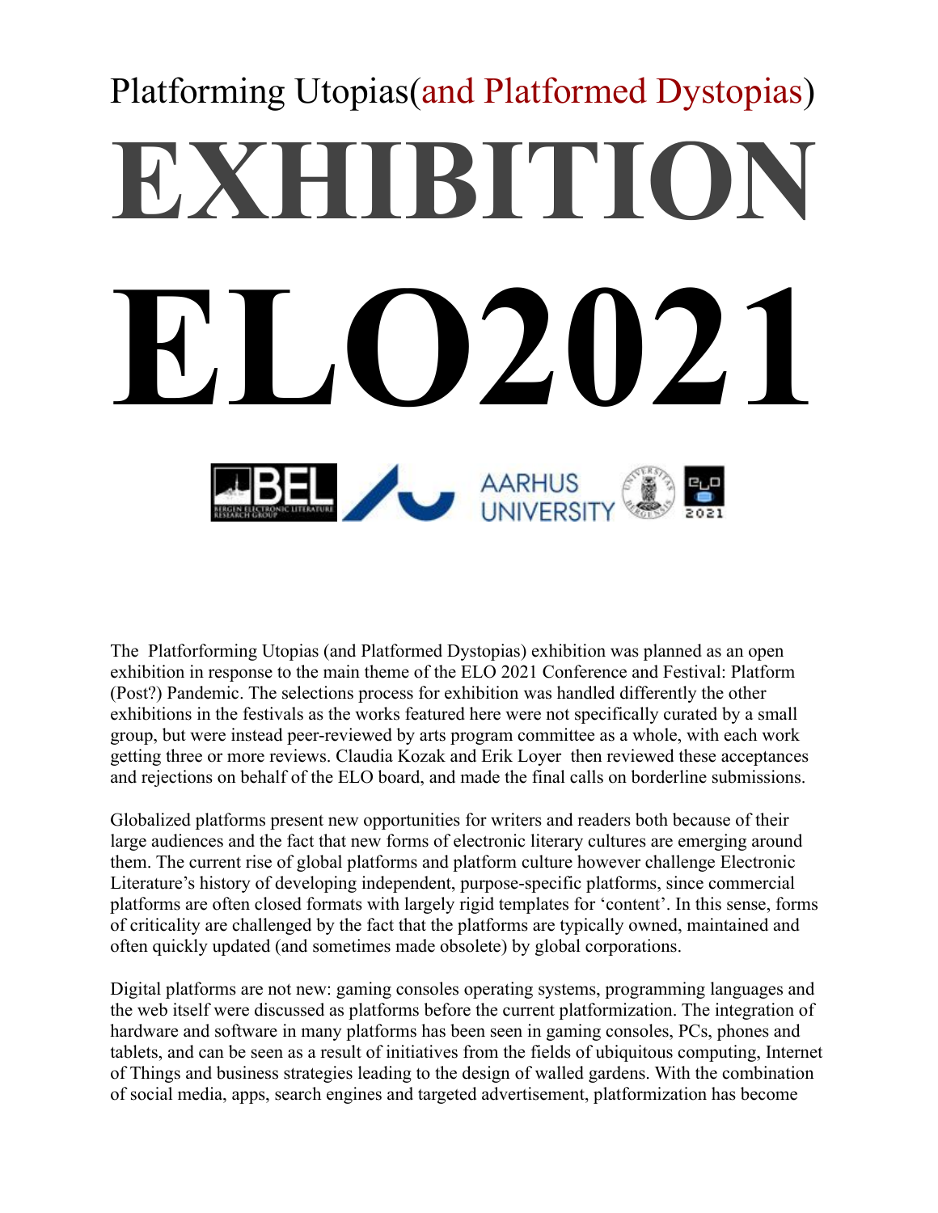Platforming Utopias(and Platformed Dystopias)

# EXHIBITION

# ELO2021

The Platforforming Utopias (and Platformed Dystopias) exhibition was planned as an open exhibition in response to the main theme of the ELO 2021 Conference and Festival: Platform (Post?) Pandemic. The selections process for exhibition was handled differently the other exhibitions in the festivals as the works featured here were not specifically curated by a small group, but were instead peer-reviewed by arts program committee as a whole, with each work getting three or more reviews. Claudia Kozak and Erik Loyer then reviewed these acceptances and rejections on behalf of the ELO board, and made the final calls on borderline submissions.

Globalized platforms present new opportunities for writers and readers both because of their large audiences and the fact that new forms of electronic literary cultures are emerging around them. The current rise of global platforms and platform culture however challenge Electronic Literature's history of developing independent, purpose-specific platforms, since commercial platforms are often closed formats with largely rigid templates for 'content'. In this sense, forms of criticality are challenged by the fact that the platforms are typically owned, maintained and often quickly updated (and sometimes made obsolete) by global corporations.

Digital platforms are not new: gaming consoles operating systems, programming languages and the web itself were discussed as platforms before the current platformization. The integration of hardware and software in many platforms has been seen in gaming consoles, PCs, phones and tablets, and can be seen as a result of initiatives from the fields of ubiquitous computing, Internet of Things and business strategies leading to the design of walled gardens. With the combination of social media, apps, search engines and targeted advertisement, platformization has become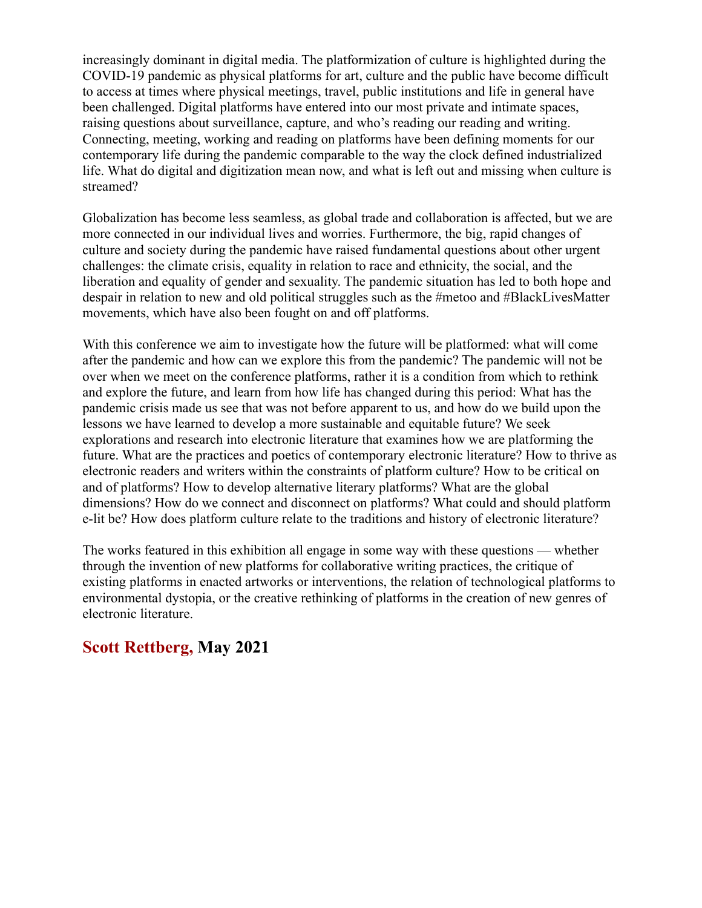increasingly dominant in digital media. The platformization of culture is highlighted during the COVID-19 pandemic as physical platforms for art, culture and the public have become difficult to access at times where physical meetings, travel, public institutions and life in general have been challenged. Digital platforms have entered into our most private and intimate spaces, raising questions about surveillance, capture, and who's reading our reading and writing. Connecting, meeting, working and reading on platforms have been defining moments for our contemporary life during the pandemic comparable to the way the clock defined industrialized life. What do digital and digitization mean now, and what is left out and missing when culture is streamed?

Globalization has become less seamless, as global trade and collaboration is affected, but we are more connected in our individual lives and worries. Furthermore, the big, rapid changes of culture and society during the pandemic have raised fundamental questions about other urgent challenges: the climate crisis, equality in relation to race and ethnicity, the social, and the liberation and equality of gender and sexuality. The pandemic situation has led to both hope and despair in relation to new and old political struggles such as the #metoo and #BlackLivesMatter movements, which have also been fought on and off platforms.

With this conference we aim to investigate how the future will be platformed: what will come after the pandemic and how can we explore this from the pandemic? The pandemic will not be over when we meet on the conference platforms, rather it is a condition from which to rethink and explore the future, and learn from how life has changed during this period: What has the pandemic crisis made us see that was not before apparent to us, and how do we build upon the lessons we have learned to develop a more sustainable and equitable future? We seek explorations and research into electronic literature that examines how we are platforming the future. What are the practices and poetics of contemporary electronic literature? How to thrive as electronic readers and writers within the constraints of platform culture? How to be critical on and of platforms? How to develop alternative literary platforms? What are the global dimensions? How do we connect and disconnect on platforms? What could and should platform e-lit be? How does platform culture relate to the traditions and history of electronic literature?

The works featured in this exhibition all engage in some way with these questions — whether through the invention of new platforms for collaborative writing practices, the critique of existing platforms in enacted artworks or interventions, the relation of technological platforms to environmental dystopia, or the creative rethinking of platforms in the creation of new genres of electronic literature.

**Scott Rettberg, May 2021**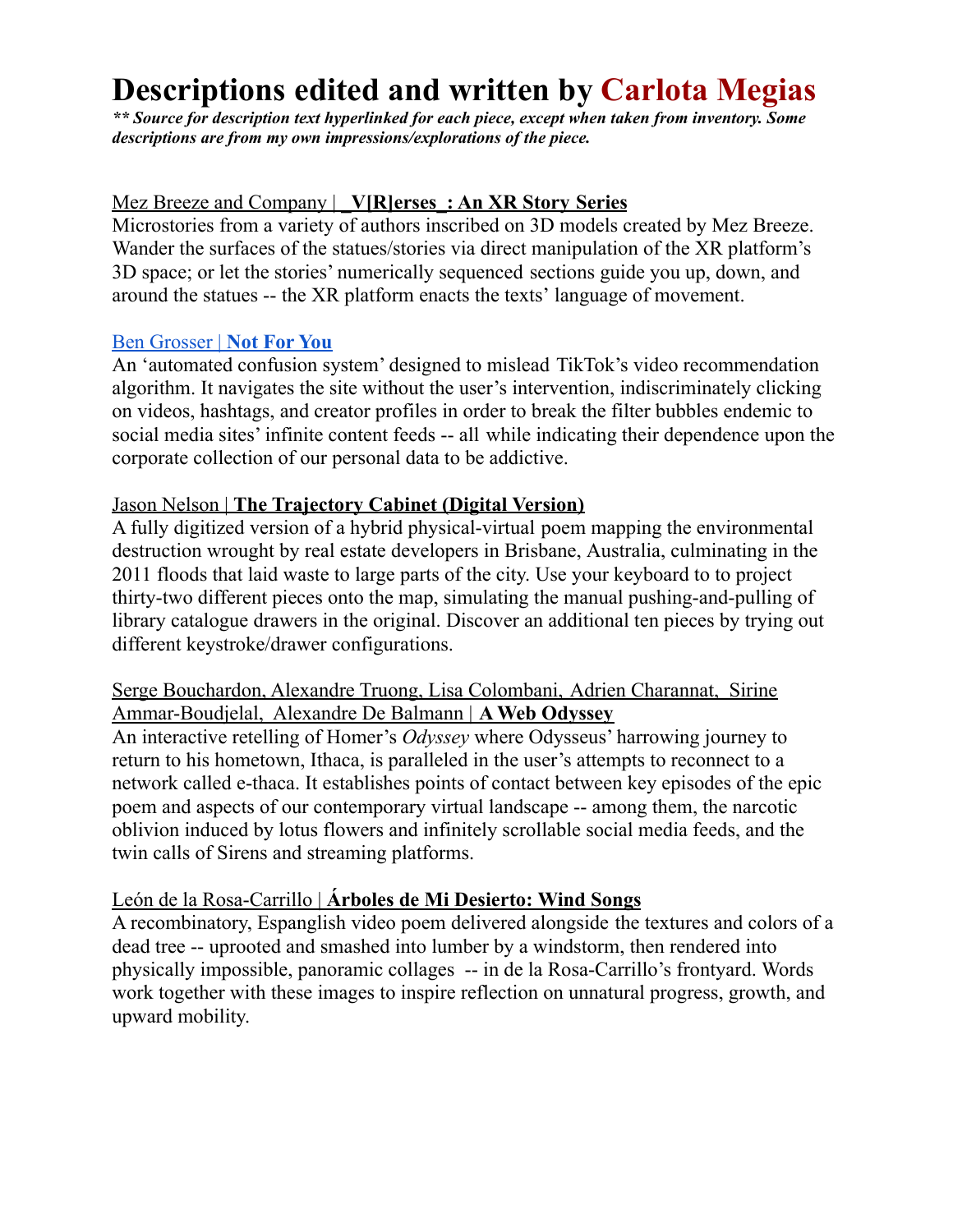# Descriptions edited and written by Carlota Megias

***\*\* Source for description text hyperlinked for each piece, except when taken from inventory. Some descriptions are from my own impressions/explorations of the piece.***

Mez Breeze and Company | **_V[R]erses_: An XR Story Series**

Microstories from a variety of authors inscribed on 3D models created by Mez Breeze. Wander the surfaces of the statues/stories via direct manipulation of the XR platform's 3D space; or let the stories' numerically sequenced sections guide you up, down, and around the statues -- the XR platform enacts the texts' language of movement.

Ben Grosser | **Not For You**

An 'automated confusion system' designed to mislead TikTok's video recommendation algorithm. It navigates the site without the user's intervention, indiscriminately clicking on videos, hashtags, and creator profiles in order to break the filter bubbles endemic to social media sites' infinite content feeds -- all while indicating their dependence upon the corporate collection of our personal data to be addictive.

Jason Nelson | **The Trajectory Cabinet (Digital Version)**

A fully digitized version of a hybrid physical-virtual poem mapping the environmental destruction wrought by real estate developers in Brisbane, Australia, culminating in the 2011 floods that laid waste to large parts of the city. Use your keyboard to to project thirty-two different pieces onto the map, simulating the manual pushing-and-pulling of library catalogue drawers in the original. Discover an additional ten pieces by trying out different keystroke/drawer configurations.

Serge Bouchardon, Alexandre Truong, Lisa Colombani, Adrien Charannat, Sirine Ammar-Boudjelal, Alexandre De Balmann | **A Web Odyssey**

An interactive retelling of Homer's *Odyssey* where Odysseus' harrowing journey to return to his hometown, Ithaca, is paralleled in the user's attempts to reconnect to a network called e-thaca. It establishes points of contact between key episodes of the epic poem and aspects of our contemporary virtual landscape -- among them, the narcotic oblivion induced by lotus flowers and infinitely scrollable social media feeds, and the twin calls of Sirens and streaming platforms.

León de la Rosa-Carrillo | **Árboles de Mi Desierto: Wind Songs**

A recombinatory, Espanglish video poem delivered alongside the textures and colors of a dead tree -- uprooted and smashed into lumber by a windstorm, then rendered into physically impossible, panoramic collages -- in de la Rosa-Carrillo's frontyard. Words work together with these images to inspire reflection on unnatural progress, growth, and upward mobility.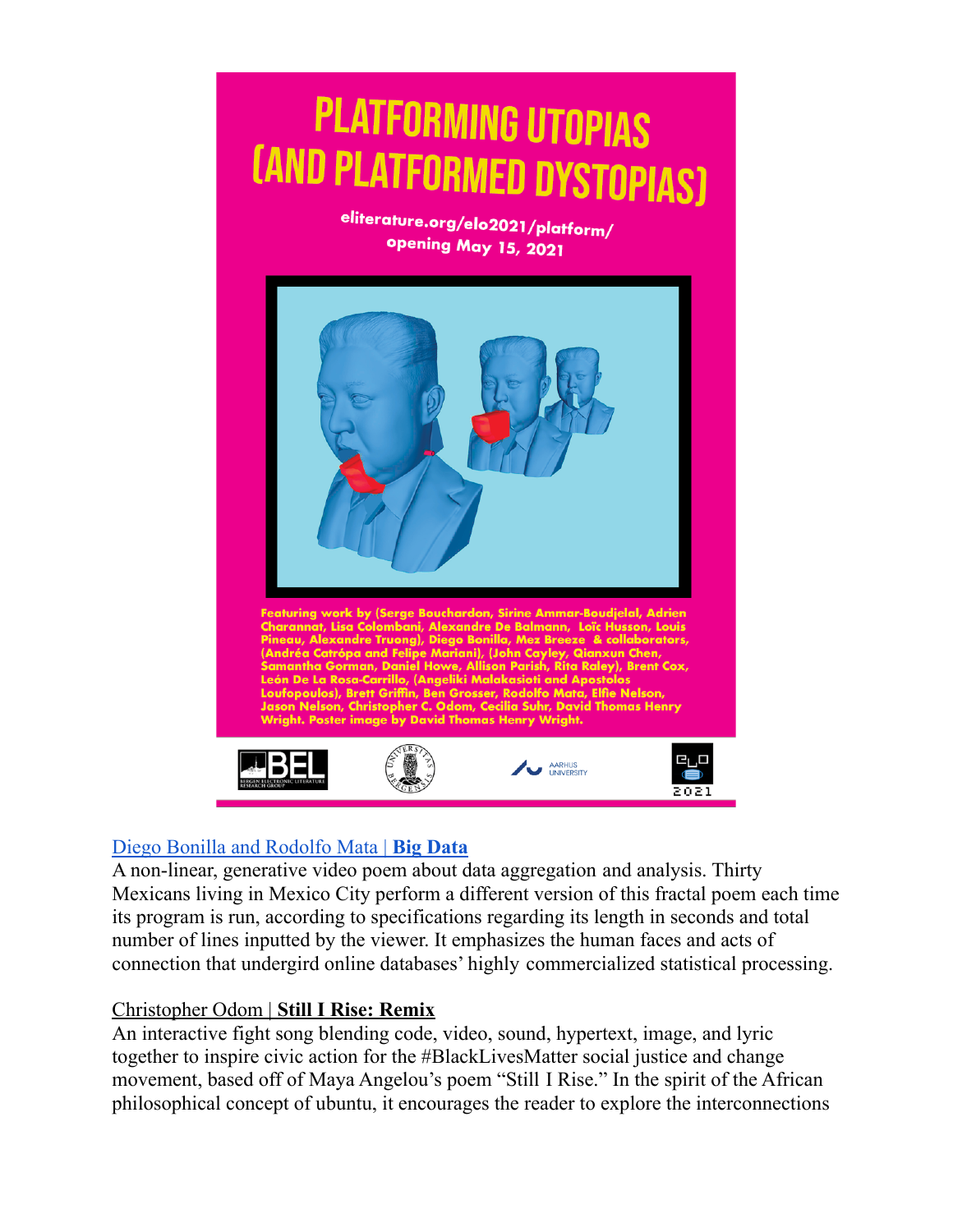# PLATFORMING UTOPIAS (AND PLATFORMED DYSTOPIAS)

eliterature.org/elo2021/platform/
opening May 15, 2021

Featuring work by (Serge Bouchardon, Sirine Ammar-Boudjelal, Adrien Charannat, Lisa Colombani, Alexandre De Balmann, Loïc Husson, Louis Pineau, Alexandre Truong), Diego Bonilla, Mez Breeze & collaborators, (Andréa Catrópa and Felipe Mariani), (John Cayley, Qianxun Chen, Samantha Gorman, Daniel Howe, Allison Parish, Rita Raley), Brent Cox, León De La Rosa-Carrillo, (Angeliki Malakasioti and Apostolos Loufopoulos), Brett Griffin, Ben Grosser, Rodolfo Mata, Elfie Nelson, Jason Nelson, Christopher C. Odom, Cecilia Suhr, David Thomas Henry Wright. Poster image by David Thomas Henry Wright.

BEL Bergen Electronic Literature Research Group · Universitas Bergensis · Aarhus University · ELO 2021

Diego Bonilla and Rodolfo Mata | **Big Data**
A non-linear, generative video poem about data aggregation and analysis. Thirty Mexicans living in Mexico City perform a different version of this fractal poem each time its program is run, according to specifications regarding its length in seconds and total number of lines inputted by the viewer. It emphasizes the human faces and acts of connection that undergird online databases' highly commercialized statistical processing.

Christopher Odom | **Still I Rise: Remix**
An interactive fight song blending code, video, sound, hypertext, image, and lyric together to inspire civic action for the #BlackLivesMatter social justice and change movement, based off of Maya Angelou's poem "Still I Rise." In the spirit of the African philosophical concept of ubuntu, it encourages the reader to explore the interconnections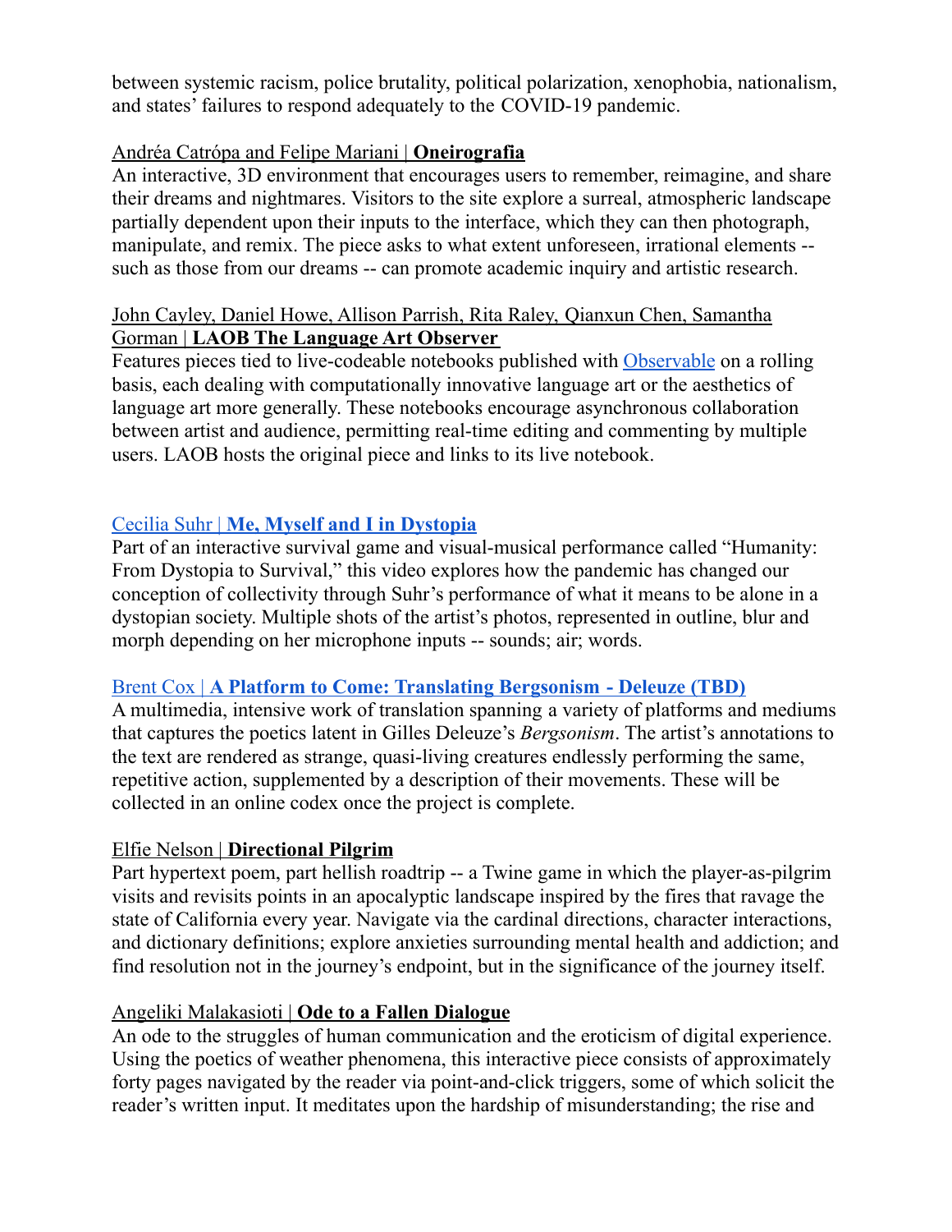between systemic racism, police brutality, political polarization, xenophobia, nationalism, and states' failures to respond adequately to the COVID-19 pandemic.

Andréa Catrópa and Felipe Mariani | **Oneirografia**
An interactive, 3D environment that encourages users to remember, reimagine, and share their dreams and nightmares. Visitors to the site explore a surreal, atmospheric landscape partially dependent upon their inputs to the interface, which they can then photograph, manipulate, and remix. The piece asks to what extent unforeseen, irrational elements -- such as those from our dreams -- can promote academic inquiry and artistic research.

John Cayley, Daniel Howe, Allison Parrish, Rita Raley, Qianxun Chen, Samantha Gorman | **LAOB The Language Art Observer**
Features pieces tied to live-codeable notebooks published with Observable on a rolling basis, each dealing with computationally innovative language art or the aesthetics of language art more generally. These notebooks encourage asynchronous collaboration between artist and audience, permitting real-time editing and commenting by multiple users. LAOB hosts the original piece and links to its live notebook.

Cecilia Suhr | **Me, Myself and I in Dystopia**
Part of an interactive survival game and visual-musical performance called "Humanity: From Dystopia to Survival," this video explores how the pandemic has changed our conception of collectivity through Suhr's performance of what it means to be alone in a dystopian society. Multiple shots of the artist's photos, represented in outline, blur and morph depending on her microphone inputs -- sounds; air; words.

Brent Cox | **A Platform to Come: Translating Bergsonism - Deleuze (TBD)**
A multimedia, intensive work of translation spanning a variety of platforms and mediums that captures the poetics latent in Gilles Deleuze's *Bergsonism*. The artist's annotations to the text are rendered as strange, quasi-living creatures endlessly performing the same, repetitive action, supplemented by a description of their movements. These will be collected in an online codex once the project is complete.

Elfie Nelson | **Directional Pilgrim**
Part hypertext poem, part hellish roadtrip -- a Twine game in which the player-as-pilgrim visits and revisits points in an apocalyptic landscape inspired by the fires that ravage the state of California every year. Navigate via the cardinal directions, character interactions, and dictionary definitions; explore anxieties surrounding mental health and addiction; and find resolution not in the journey's endpoint, but in the significance of the journey itself.

Angeliki Malakasioti | **Ode to a Fallen Dialogue**
An ode to the struggles of human communication and the eroticism of digital experience. Using the poetics of weather phenomena, this interactive piece consists of approximately forty pages navigated by the reader via point-and-click triggers, some of which solicit the reader's written input. It meditates upon the hardship of misunderstanding; the rise and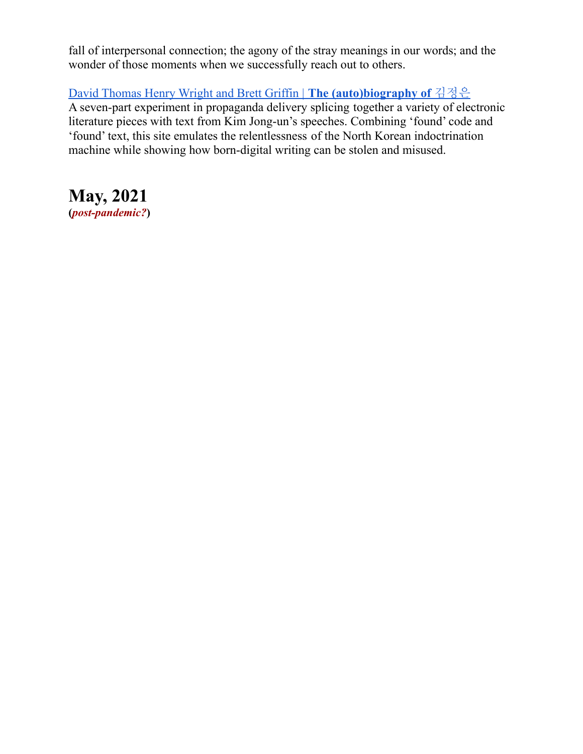fall of interpersonal connection; the agony of the stray meanings in our words; and the wonder of those moments when we successfully reach out to others.

David Thomas Henry Wright and Brett Griffin | **The (auto)biography of** 김정은
A seven-part experiment in propaganda delivery splicing together a variety of electronic literature pieces with text from Kim Jong-un's speeches. Combining 'found' code and 'found' text, this site emulates the relentlessness of the North Korean indoctrination machine while showing how born-digital writing can be stolen and misused.

## May, 2021

**(*post-pandemic?*)**